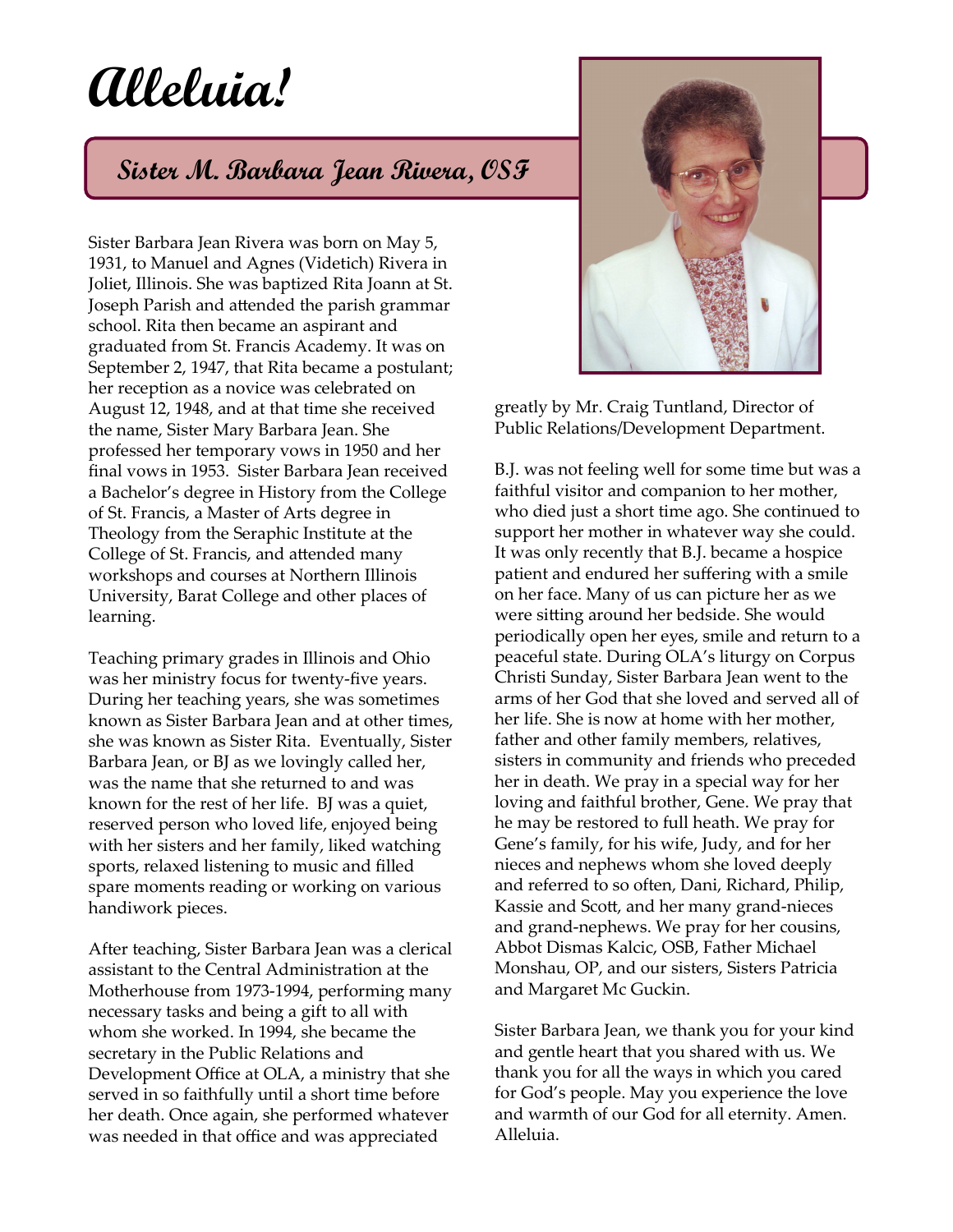# Alleluia!

## Sister M. Barbara Jean Rivera, OSF

Sister Barbara Jean Rivera was born on May 5, 1931, to Manuel and Agnes (Videtich) Rivera in Joliet, Illinois. She was baptized Rita Joann at St. Joseph Parish and attended the parish grammar school. Rita then became an aspirant and graduated from St. Francis Academy. It was on September 2, 1947, that Rita became a postulant; her reception as a novice was celebrated on August 12, 1948, and at that time she received the name, Sister Mary Barbara Jean. She professed her temporary vows in 1950 and her final vows in 1953. Sister Barbara Jean received a Bachelor's degree in History from the College of St. Francis, a Master of Arts degree in Theology from the Seraphic Institute at the College of St. Francis, and attended many workshops and courses at Northern Illinois University, Barat College and other places of learning.

Teaching primary grades in Illinois and Ohio was her ministry focus for twenty-five years. During her teaching years, she was sometimes known as Sister Barbara Jean and at other times, she was known as Sister Rita. Eventually, Sister Barbara Jean, or BJ as we lovingly called her, was the name that she returned to and was known for the rest of her life. BJ was a quiet, reserved person who loved life, enjoyed being with her sisters and her family, liked watching sports, relaxed listening to music and filled spare moments reading or working on various handiwork pieces.

After teaching, Sister Barbara Jean was a clerical assistant to the Central Administration at the Motherhouse from 1973-1994, performing many necessary tasks and being a gift to all with whom she worked. In 1994, she became the secretary in the Public Relations and Development Office at OLA, a ministry that she served in so faithfully until a short time before her death. Once again, she performed whatever was needed in that office and was appreciated greatly by Mr. Craig Tuntland, Director of Public Relations/Development Department.

B.J. was not feeling well for some time but was a faithful visitor and companion to her mother, who died just a short time ago. She continued to support her mother in whatever way she could. It was only recently that B.J. became a hospice patient and endured her suffering with a smile on her face. Many of us can picture her as we were sitting around her bedside. She would periodically open her eyes, smile and return to a peaceful state. During OLA's liturgy on Corpus Christi Sunday, Sister Barbara Jean went to the arms of her God that she loved and served all of her life. She is now at home with her mother, father and other family members, relatives, sisters in community and friends who preceded her in death. We pray in a special way for her loving and faithful brother, Gene. We pray that he may be restored to full heath. We pray for Gene's family, for his wife, Judy, and for her nieces and nephews whom she loved deeply and referred to so often, Dani, Richard, Philip, Kassie and Scott, and her many grand-nieces and grand-nephews. We pray for her cousins, Abbot Dismas Kalcic, OSB, Father Michael Monshau, OP, and our sisters, Sisters Patricia and Margaret Mc Guckin.

Sister Barbara Jean, we thank you for your kind and gentle heart that you shared with us. We thank you for all the ways in which you cared for God's people. May you experience the love and warmth of our God for all eternity. Amen. Alleluia.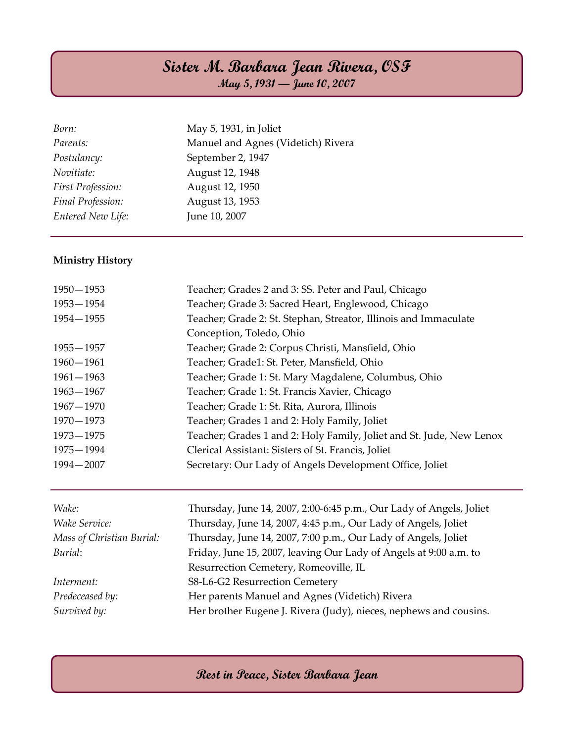# Sister M. Barbara Jean Rivera, OSF

**May 5, 1931 — June 10, 2007**

| | |
|---|---|
| *Born:* | May 5, 1931, in Joliet |
| *Parents:* | Manuel and Agnes (Videtich) Rivera |
| *Postulancy:* | September 2, 1947 |
| *Novitiate:* | August 12, 1948 |
| *First Profession:* | August 12, 1950 |
| *Final Profession:* | August 13, 1953 |
| *Entered New Life:* | June 10, 2007 |

**Ministry History**

| | |
|---|---|
| 1950—1953 | Teacher; Grades 2 and 3: SS. Peter and Paul, Chicago |
| 1953—1954 | Teacher; Grade 3: Sacred Heart, Englewood, Chicago |
| 1954—1955 | Teacher; Grade 2: St. Stephan, Streator, Illinois and Immaculate Conception, Toledo, Ohio |
| 1955—1957 | Teacher; Grade 2: Corpus Christi, Mansfield, Ohio |
| 1960—1961 | Teacher; Grade1: St. Peter, Mansfield, Ohio |
| 1961—1963 | Teacher; Grade 1: St. Mary Magdalene, Columbus, Ohio |
| 1963—1967 | Teacher; Grade 1: St. Francis Xavier, Chicago |
| 1967—1970 | Teacher; Grade 1: St. Rita, Aurora, Illinois |
| 1970—1973 | Teacher; Grades 1 and 2: Holy Family, Joliet |
| 1973—1975 | Teacher; Grades 1 and 2: Holy Family, Joliet and St. Jude, New Lenox |
| 1975—1994 | Clerical Assistant: Sisters of St. Francis, Joliet |
| 1994—2007 | Secretary: Our Lady of Angels Development Office, Joliet |

| | |
|---|---|
| *Wake:* | Thursday, June 14, 2007, 2:00-6:45 p.m., Our Lady of Angels, Joliet |
| *Wake Service:* | Thursday, June 14, 2007, 4:45 p.m., Our Lady of Angels, Joliet |
| *Mass of Christian Burial:* | Thursday, June 14, 2007, 7:00 p.m., Our Lady of Angels, Joliet |
| *Burial:* | Friday, June 15, 2007, leaving Our Lady of Angels at 9:00 a.m. to Resurrection Cemetery, Romeoville, IL |
| *Interment:* | S8-L6-G2 Resurrection Cemetery |
| *Predeceased by:* | Her parents Manuel and Agnes (Videtich) Rivera |
| *Survived by:* | Her brother Eugene J. Rivera (Judy), nieces, nephews and cousins. |

**Rest in Peace, Sister Barbara Jean**